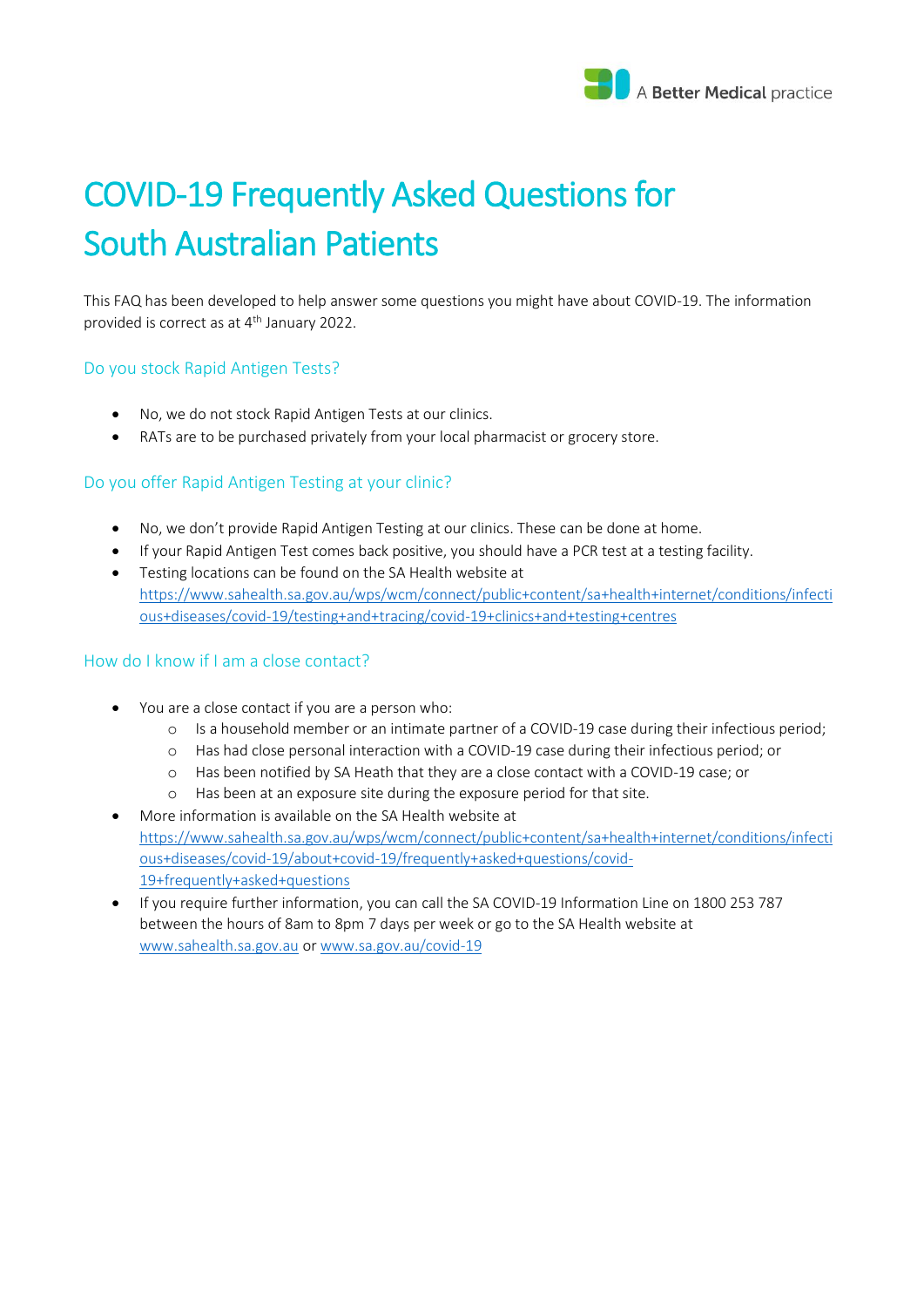# COVID-19 Frequently Asked Questions for South Australian Patients

This FAQ has been developed to help answer some questions you might have about COVID-19. The information provided is correct as at 4th January 2022.

## Do you stock Rapid Antigen Tests?

- No, we do not stock Rapid Antigen Tests at our clinics.
- RATs are to be purchased privately from your local pharmacist or grocery store.

## Do you offer Rapid Antigen Testing at your clinic?

- No, we don't provide Rapid Antigen Testing at our clinics. These can be done at home.
- If your Rapid Antigen Test comes back positive, you should have a PCR test at a testing facility.
- Testing locations can be found on the SA Health website at https://www.sahealth.sa.gov.au/wps/wcm/connect/public+content/sa+health+internet/conditions/infectious+diseases/covid-19/testing+and+tracing/covid-19+clinics+and+testing+centres

## How do I know if I am a close contact?

- You are a close contact if you are a person who:
  - Is a household member or an intimate partner of a COVID-19 case during their infectious period;
  - Has had close personal interaction with a COVID-19 case during their infectious period; or
  - Has been notified by SA Heath that they are a close contact with a COVID-19 case; or
  - Has been at an exposure site during the exposure period for that site.
- More information is available on the SA Health website at https://www.sahealth.sa.gov.au/wps/wcm/connect/public+content/sa+health+internet/conditions/infectious+diseases/covid-19/about+covid-19/frequently+asked+questions/covid-19+frequently+asked+questions
- If you require further information, you can call the SA COVID-19 Information Line on 1800 253 787 between the hours of 8am to 8pm 7 days per week or go to the SA Health website at www.sahealth.sa.gov.au or www.sa.gov.au/covid-19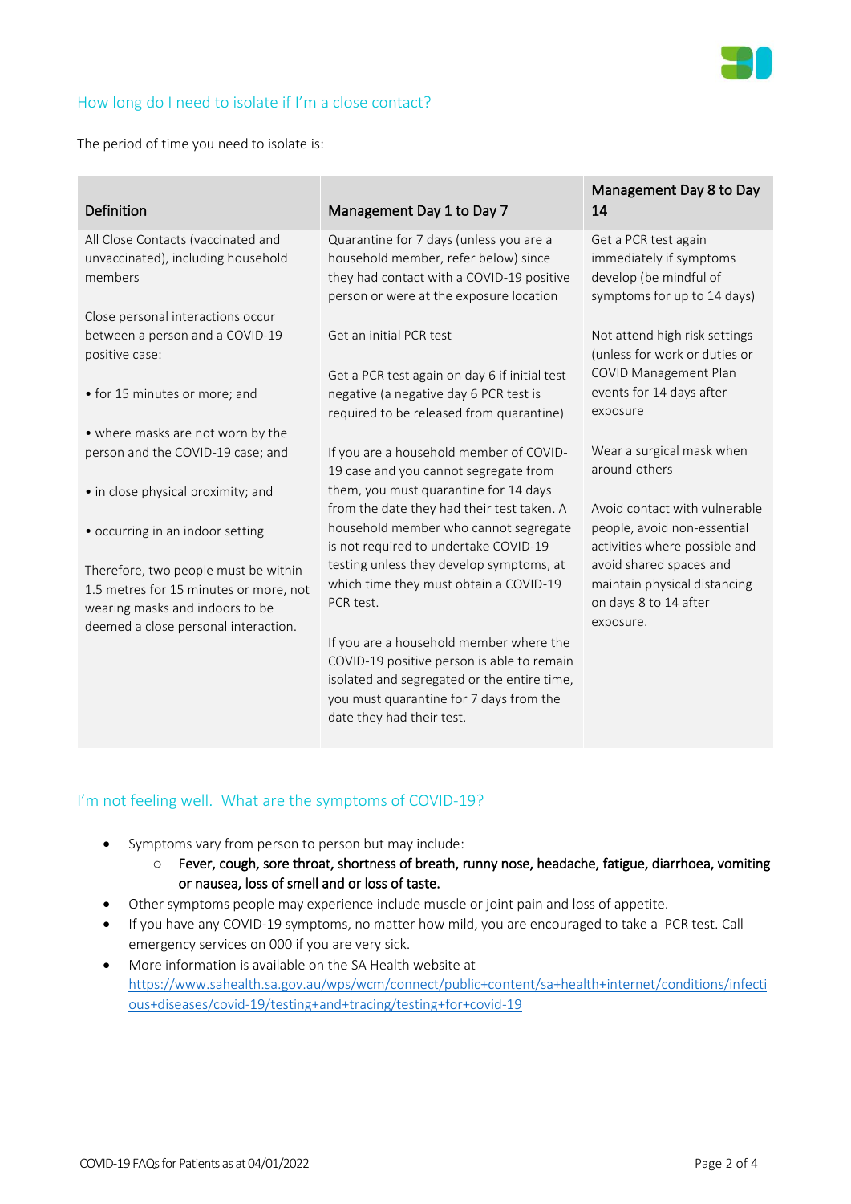## How long do I need to isolate if I'm a close contact?

The period of time you need to isolate is:

| Definition | Management Day 1 to Day 7 | Management Day 8 to Day 14 |
|---|---|---|
| All Close Contacts (vaccinated and unvaccinated), including household members<br><br>Close personal interactions occur between a person and a COVID-19 positive case:<br><br>• for 15 minutes or more; and<br><br>• where masks are not worn by the person and the COVID-19 case; and<br><br>• in close physical proximity; and<br><br>• occurring in an indoor setting<br><br>Therefore, two people must be within 1.5 metres for 15 minutes or more, not wearing masks and indoors to be deemed a close personal interaction. | Quarantine for 7 days (unless you are a household member, refer below) since they had contact with a COVID-19 positive person or were at the exposure location<br><br>Get an initial PCR test<br><br>Get a PCR test again on day 6 if initial test negative (a negative day 6 PCR test is required to be released from quarantine)<br><br>If you are a household member of COVID-19 case and you cannot segregate from them, you must quarantine for 14 days from the date they had their test taken. A household member who cannot segregate is not required to undertake COVID-19 testing unless they develop symptoms, at which time they must obtain a COVID-19 PCR test.<br><br>If you are a household member where the COVID-19 positive person is able to remain isolated and segregated or the entire time, you must quarantine for 7 days from the date they had their test. | Get a PCR test again immediately if symptoms develop (be mindful of symptoms for up to 14 days)<br><br>Not attend high risk settings (unless for work or duties or COVID Management Plan events for 14 days after exposure<br><br>Wear a surgical mask when around others<br><br>Avoid contact with vulnerable people, avoid non-essential activities where possible and avoid shared spaces and maintain physical distancing on days 8 to 14 after exposure. |

## I'm not feeling well. What are the symptoms of COVID-19?

- Symptoms vary from person to person but may include:
  - **Fever, cough, sore throat, shortness of breath, runny nose, headache, fatigue, diarrhoea, vomiting or nausea, loss of smell and or loss of taste.**
- Other symptoms people may experience include muscle or joint pain and loss of appetite.
- If you have any COVID-19 symptoms, no matter how mild, you are encouraged to take a PCR test. Call emergency services on 000 if you are very sick.
- More information is available on the SA Health website at https://www.sahealth.sa.gov.au/wps/wcm/connect/public+content/sa+health+internet/conditions/infectious+diseases/covid-19/testing+and+tracing/testing+for+covid-19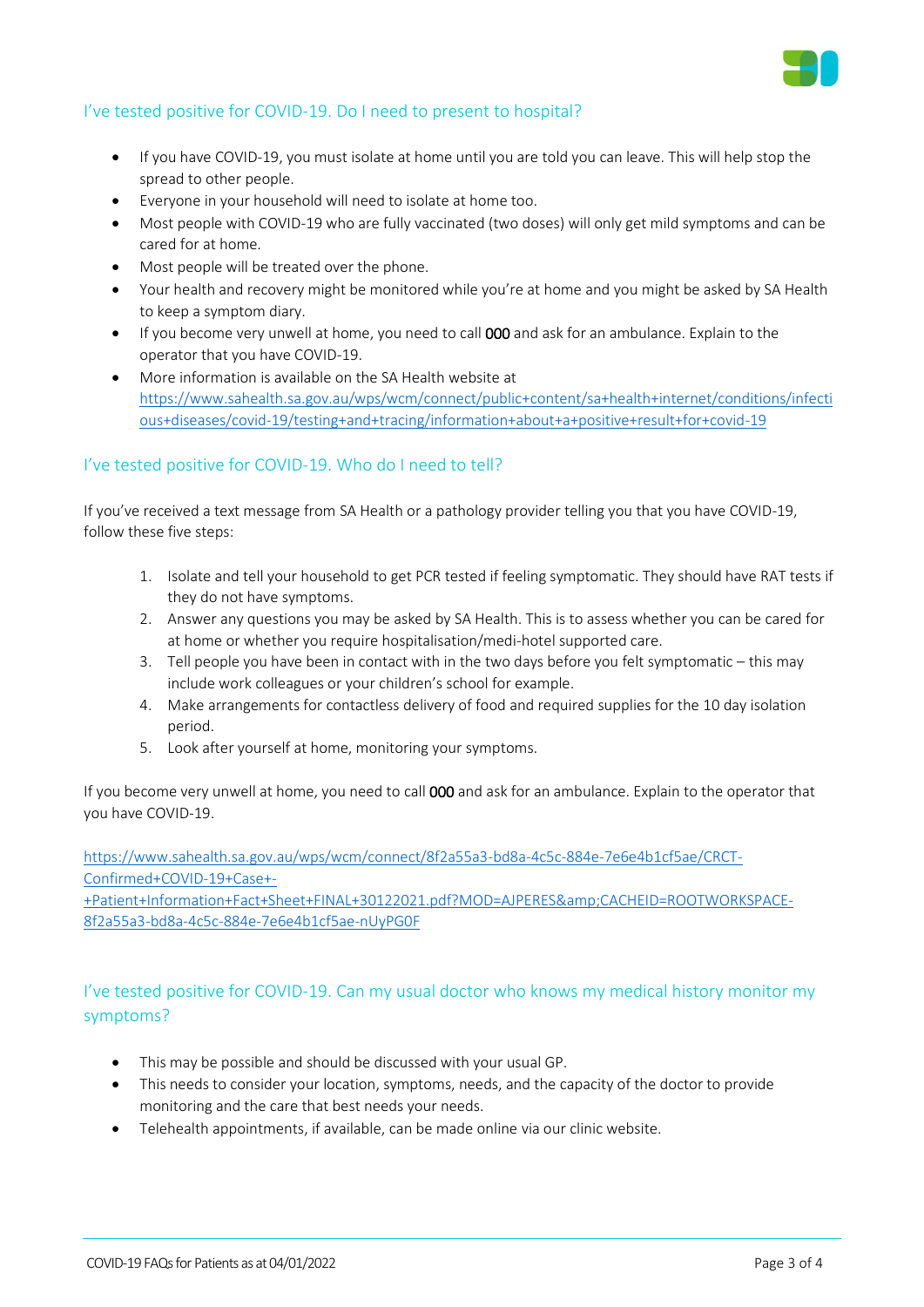## I've tested positive for COVID-19. Do I need to present to hospital?

- If you have COVID-19, you must isolate at home until you are told you can leave. This will help stop the spread to other people.
- Everyone in your household will need to isolate at home too.
- Most people with COVID-19 who are fully vaccinated (two doses) will only get mild symptoms and can be cared for at home.
- Most people will be treated over the phone.
- Your health and recovery might be monitored while you're at home and you might be asked by SA Health to keep a symptom diary.
- If you become very unwell at home, you need to call **000** and ask for an ambulance. Explain to the operator that you have COVID-19.
- More information is available on the SA Health website at [https://www.sahealth.sa.gov.au/wps/wcm/connect/public+content/sa+health+internet/conditions/infectious+diseases/covid-19/testing+and+tracing/information+about+a+positive+result+for+covid-19](https://www.sahealth.sa.gov.au/wps/wcm/connect/public+content/sa+health+internet/conditions/infectious+diseases/covid-19/testing+and+tracing/information+about+a+positive+result+for+covid-19)

## I've tested positive for COVID-19. Who do I need to tell?

If you've received a text message from SA Health or a pathology provider telling you that you have COVID-19, follow these five steps:

1. Isolate and tell your household to get PCR tested if feeling symptomatic. They should have RAT tests if they do not have symptoms.
2. Answer any questions you may be asked by SA Health. This is to assess whether you can be cared for at home or whether you require hospitalisation/medi-hotel supported care.
3. Tell people you have been in contact with in the two days before you felt symptomatic – this may include work colleagues or your children's school for example.
4. Make arrangements for contactless delivery of food and required supplies for the 10 day isolation period.
5. Look after yourself at home, monitoring your symptoms.

If you become very unwell at home, you need to call **000** and ask for an ambulance. Explain to the operator that you have COVID-19.

[https://www.sahealth.sa.gov.au/wps/wcm/connect/8f2a55a3-bd8a-4c5c-884e-7e6e4b1cf5ae/CRCT-Confirmed+COVID-19+Case+-+Patient+Information+Fact+Sheet+FINAL+30122021.pdf?MOD=AJPERES&amp;CACHEID=ROOTWORKSPACE-8f2a55a3-bd8a-4c5c-884e-7e6e4b1cf5ae-nUyPG0F](https://www.sahealth.sa.gov.au/wps/wcm/connect/8f2a55a3-bd8a-4c5c-884e-7e6e4b1cf5ae/CRCT-Confirmed+COVID-19+Case+-+Patient+Information+Fact+Sheet+FINAL+30122021.pdf?MOD=AJPERES&amp;CACHEID=ROOTWORKSPACE-8f2a55a3-bd8a-4c5c-884e-7e6e4b1cf5ae-nUyPG0F)

## I've tested positive for COVID-19. Can my usual doctor who knows my medical history monitor my symptoms?

- This may be possible and should be discussed with your usual GP.
- This needs to consider your location, symptoms, needs, and the capacity of the doctor to provide monitoring and the care that best needs your needs.
- Telehealth appointments, if available, can be made online via our clinic website.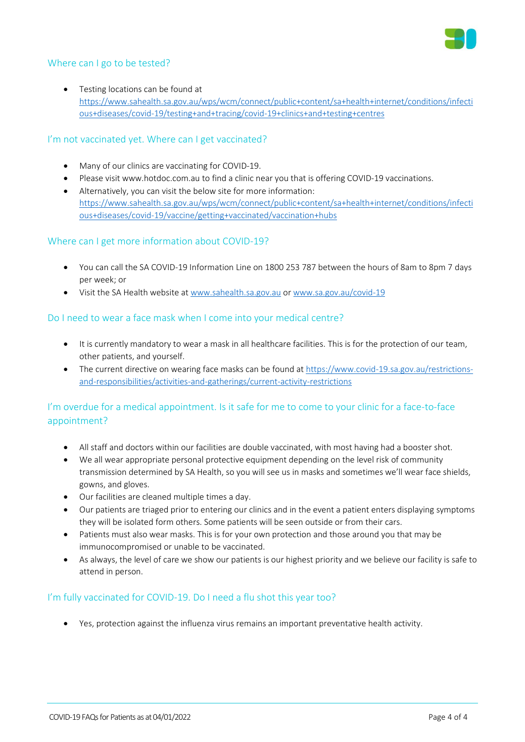## Where can I go to be tested?

- Testing locations can be found at https://www.sahealth.sa.gov.au/wps/wcm/connect/public+content/sa+health+internet/conditions/infectious+diseases/covid-19/testing+and+tracing/covid-19+clinics+and+testing+centres

## I'm not vaccinated yet. Where can I get vaccinated?

- Many of our clinics are vaccinating for COVID-19.
- Please visit www.hotdoc.com.au to find a clinic near you that is offering COVID-19 vaccinations.
- Alternatively, you can visit the below site for more information: https://www.sahealth.sa.gov.au/wps/wcm/connect/public+content/sa+health+internet/conditions/infectious+diseases/covid-19/vaccine/getting+vaccinated/vaccination+hubs

## Where can I get more information about COVID-19?

- You can call the SA COVID-19 Information Line on 1800 253 787 between the hours of 8am to 8pm 7 days per week; or
- Visit the SA Health website at www.sahealth.sa.gov.au or www.sa.gov.au/covid-19

## Do I need to wear a face mask when I come into your medical centre?

- It is currently mandatory to wear a mask in all healthcare facilities. This is for the protection of our team, other patients, and yourself.
- The current directive on wearing face masks can be found at https://www.covid-19.sa.gov.au/restrictions-and-responsibilities/activities-and-gatherings/current-activity-restrictions

## I'm overdue for a medical appointment. Is it safe for me to come to your clinic for a face-to-face appointment?

- All staff and doctors within our facilities are double vaccinated, with most having had a booster shot.
- We all wear appropriate personal protective equipment depending on the level risk of community transmission determined by SA Health, so you will see us in masks and sometimes we'll wear face shields, gowns, and gloves.
- Our facilities are cleaned multiple times a day.
- Our patients are triaged prior to entering our clinics and in the event a patient enters displaying symptoms they will be isolated form others. Some patients will be seen outside or from their cars.
- Patients must also wear masks. This is for your own protection and those around you that may be immunocompromised or unable to be vaccinated.
- As always, the level of care we show our patients is our highest priority and we believe our facility is safe to attend in person.

## I'm fully vaccinated for COVID-19. Do I need a flu shot this year too?

- Yes, protection against the influenza virus remains an important preventative health activity.